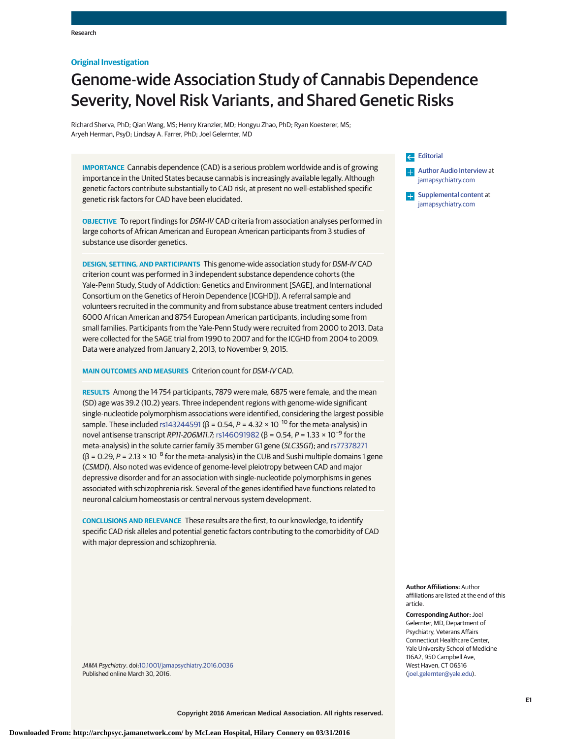Research

**Original Investigation**

# Genome-wide Association Study of Cannabis Dependence Severity, Novel Risk Variants, and Shared Genetic Risks

Richard Sherva, PhD; Qian Wang, MS; Henry Kranzler, MD; Hongyu Zhao, PhD; Ryan Koesterer, MS; Aryeh Herman, PsyD; Lindsay A. Farrer, PhD; Joel Gelernter, MD

**IMPORTANCE** Cannabis dependence (CAD) is a serious problem worldwide and is of growing importance in the United States because cannabis is increasingly available legally. Although genetic factors contribute substantially to CAD risk, at present no well-established specific genetic risk factors for CAD have been elucidated.

**OBJECTIVE** To report findings for *DSM-IV* CAD criteria from association analyses performed in large cohorts of African American and European American participants from 3 studies of substance use disorder genetics.

**DESIGN, SETTING, AND PARTICIPANTS** This genome-wide association study for *DSM-IV* CAD criterion count was performed in 3 independent substance dependence cohorts (the Yale-Penn Study, Study of Addiction: Genetics and Environment [SAGE], and International Consortium on the Genetics of Heroin Dependence [ICGHD]). A referral sample and volunteers recruited in the community and from substance abuse treatment centers included 6000 African American and 8754 European American participants, including some from small families. Participants from the Yale-Penn Study were recruited from 2000 to 2013. Data were collected for the SAGE trial from 1990 to 2007 and for the ICGHD from 2004 to 2009. Data were analyzed from January 2, 2013, to November 9, 2015.

**MAIN OUTCOMES AND MEASURES** Criterion count for *DSM-IV* CAD.

**RESULTS** Among the 14 754 participants, 7879 were male, 6875 were female, and the mean (SD) age was 39.2 (10.2) years. Three independent regions with genome-wide significant single-nucleotide polymorphism associations were identified, considering the largest possible sample. These included rs143244591 (β = 0.54, $P = 4.32 \times 10^{-10}$ for the meta-analysis) in novel antisense transcript *RP11-206M11.7;* rs146091982 (β = 0.54, $P = 1.33 \times 10^{-9}$ for the meta-analysis) in the solute carrier family 35 member G1 gene (*SLC35G1*); and rs77378271 (β = 0.29, $P = 2.13 \times 10^{-8}$ for the meta-analysis) in the CUB and Sushi multiple domains 1 gene (*CSMD1*). Also noted was evidence of genome-level pleiotropy between CAD and major depressive disorder and for an association with single-nucleotide polymorphisms in genes associated with schizophrenia risk. Several of the genes identified have functions related to neuronal calcium homeostasis or central nervous system development.

**CONCLUSIONS AND RELEVANCE** These results are the first, to our knowledge, to identify specific CAD risk alleles and potential genetic factors contributing to the comorbidity of CAD with major depression and schizophrenia.

*JAMA Psychiatry*. doi:10.1001/jamapsychiatry.2016.0036
Published online March 30, 2016.

Editorial

Author Audio Interview at jamapsychiatry.com

Supplemental content at jamapsychiatry.com

**Author Affiliations:** Author affiliations are listed at the end of this article.

**Corresponding Author:** Joel Gelernter, MD, Department of Psychiatry, Veterans Affairs Connecticut Healthcare Center, Yale University School of Medicine 116A2, 950 Campbell Ave, West Haven, CT 06516 (joel.gelernter@yale.edu).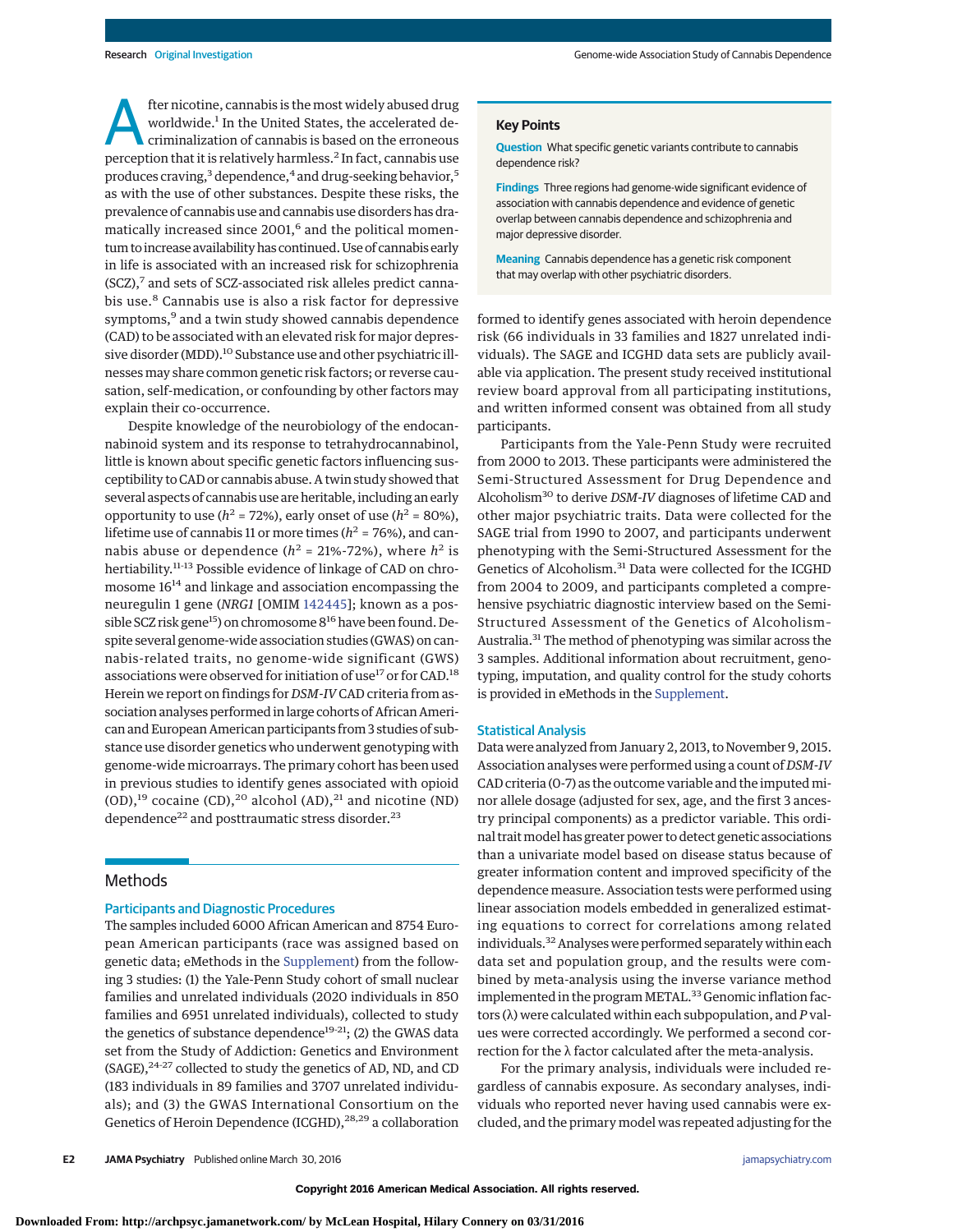After nicotine, cannabis is the most widely abused drug worldwide.[1] In the United States, the accelerated decriminalization of cannabis is based on the erroneous perception that it is relatively harmless.[2] In fact, cannabis use produces craving,[3] dependence,[4] and drug-seeking behavior,[5] as with the use of other substances. Despite these risks, the prevalence of cannabis use and cannabis use disorders has dramatically increased since 2001,[6] and the political momentum to increase availability has continued. Use of cannabis early in life is associated with an increased risk for schizophrenia (SCZ),[7] and sets of SCZ-associated risk alleles predict cannabis use.[8] Cannabis use is also a risk factor for depressive symptoms,[9] and a twin study showed cannabis dependence (CAD) to be associated with an elevated risk for major depressive disorder (MDD).[10] Substance use and other psychiatric illnesses may share common genetic risk factors; or reverse causation, self-medication, or confounding by other factors may explain their co-occurrence.

Despite knowledge of the neurobiology of the endocannabinoid system and its response to tetrahydrocannabinol, little is known about specific genetic factors influencing susceptibility to CAD or cannabis abuse. A twin study showed that several aspects of cannabis use are heritable, including an early opportunity to use ($h^2$ = 72%), early onset of use ($h^2$ = 80%), lifetime use of cannabis 11 or more times ($h^2$ = 76%), and cannabis abuse or dependence ($h^2$ = 21%-72%), where $h^2$ is hertiability.[11-13] Possible evidence of linkage of CAD on chromosome 16[14] and linkage and association encompassing the neuregulin 1 gene (*NRG1* [OMIM 142445]; known as a possible SCZ risk gene[15]) on chromosome 8[16] have been found. Despite several genome-wide association studies (GWAS) on cannabis-related traits, no genome-wide significant (GWS) associations were observed for initiation of use[17] or for CAD.[18] Herein we report on findings for *DSM-IV* CAD criteria from association analyses performed in large cohorts of African American and European American participants from 3 studies of substance use disorder genetics who underwent genotyping with genome-wide microarrays. The primary cohort has been used in previous studies to identify genes associated with opioid (OD),[19] cocaine (CD),[20] alcohol (AD),[21] and nicotine (ND) dependence[22] and posttraumatic stress disorder.[23]

> **Key Points**
>
> **Question** What specific genetic variants contribute to cannabis dependence risk?
>
> **Findings** Three regions had genome-wide significant evidence of association with cannabis dependence and evidence of genetic overlap between cannabis dependence and schizophrenia and major depressive disorder.
>
> **Meaning** Cannabis dependence has a genetic risk component that may overlap with other psychiatric disorders.

## Methods

### Participants and Diagnostic Procedures

The samples included 6000 African American and 8754 European American participants (race was assigned based on genetic data; eMethods in the Supplement) from the following 3 studies: (1) the Yale-Penn Study cohort of small nuclear families and unrelated individuals (2020 individuals in 850 families and 6951 unrelated individuals), collected to study the genetics of substance dependence[19-21]; (2) the GWAS data set from the Study of Addiction: Genetics and Environment (SAGE),[24-27] collected to study the genetics of AD, ND, and CD (183 individuals in 89 families and 3707 unrelated individuals); and (3) the GWAS International Consortium on the Genetics of Heroin Dependence (ICGHD),[28,29] a collaboration formed to identify genes associated with heroin dependence risk (66 individuals in 33 families and 1827 unrelated individuals). The SAGE and ICGHD data sets are publicly available via application. The present study received institutional review board approval from all participating institutions, and written informed consent was obtained from all study participants.

Participants from the Yale-Penn Study were recruited from 2000 to 2013. These participants were administered the Semi-Structured Assessment for Drug Dependence and Alcoholism[30] to derive *DSM-IV* diagnoses of lifetime CAD and other major psychiatric traits. Data were collected for the SAGE trial from 1990 to 2007, and participants underwent phenotyping with the Semi-Structured Assessment for the Genetics of Alcoholism.[31] Data were collected for the ICGHD from 2004 to 2009, and participants completed a comprehensive psychiatric diagnostic interview based on the Semi-Structured Assessment of the Genetics of Alcoholism-Australia.[31] The method of phenotyping was similar across the 3 samples. Additional information about recruitment, genotyping, imputation, and quality control for the study cohorts is provided in eMethods in the Supplement.

### Statistical Analysis

Data were analyzed from January 2, 2013, to November 9, 2015. Association analyses were performed using a count of *DSM-IV* CAD criteria (0-7) as the outcome variable and the imputed minor allele dosage (adjusted for sex, age, and the first 3 ancestry principal components) as a predictor variable. This ordinal trait model has greater power to detect genetic associations than a univariate model based on disease status because of greater information content and improved specificity of the dependence measure. Association tests were performed using linear association models embedded in generalized estimating equations to correct for correlations among related individuals.[32] Analyses were performed separately within each data set and population group, and the results were combined by meta-analysis using the inverse variance method implemented in the program METAL.[33] Genomic inflation factors (λ) were calculated within each subpopulation, and *P* values were corrected accordingly. We performed a second correction for the λ factor calculated after the meta-analysis.

For the primary analysis, individuals were included regardless of cannabis exposure. As secondary analyses, individuals who reported never having used cannabis were excluded, and the primary model was repeated adjusting for the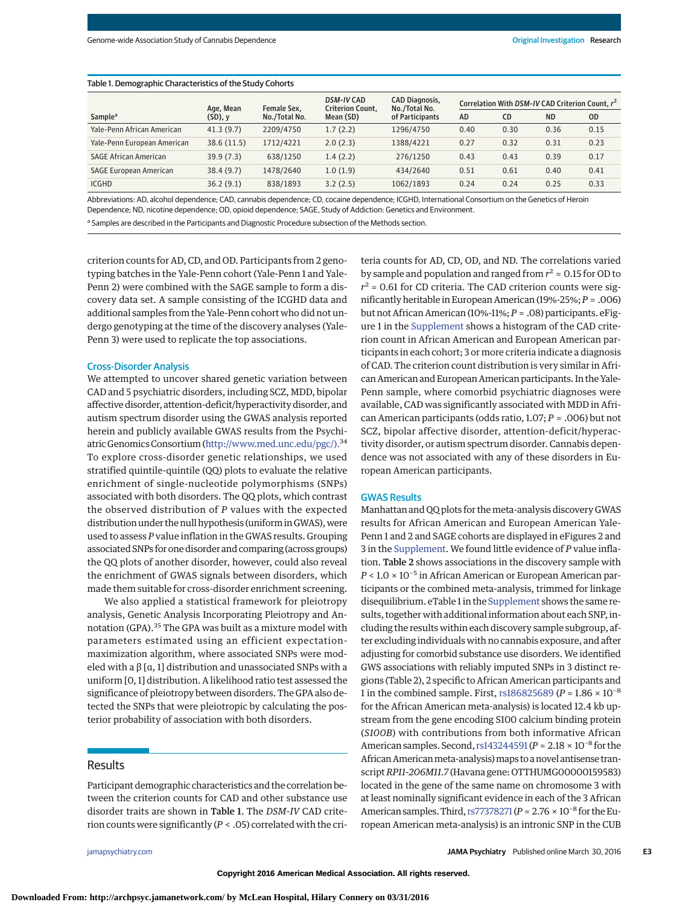Table 1. Demographic Characteristics of the Study Cohorts

| Sample[a] | Age, Mean (SD), y | Female Sex, No./Total No. | *DSM-IV* CAD Criterion Count, Mean (SD) | CAD Diagnosis, No./Total No. of Participants | Correlation With *DSM-IV* CAD Criterion Count, $r^2$ | | | |
|---|---|---|---|---|---|---|---|---|
| | | | | | AD | CD | ND | OD |
| Yale-Penn African American | 41.3 (9.7) | 2209/4750 | 1.7 (2.2) | 1296/4750 | 0.40 | 0.30 | 0.36 | 0.15 |
| Yale-Penn European American | 38.6 (11.5) | 1712/4221 | 2.0 (2.3) | 1388/4221 | 0.27 | 0.32 | 0.31 | 0.23 |
| SAGE African American | 39.9 (7.3) | 638/1250 | 1.4 (2.2) | 276/1250 | 0.43 | 0.43 | 0.39 | 0.17 |
| SAGE European American | 38.4 (9.7) | 1478/2640 | 1.0 (1.9) | 434/2640 | 0.51 | 0.61 | 0.40 | 0.41 |
| ICGHD | 36.2 (9.1) | 838/1893 | 3.2 (2.5) | 1062/1893 | 0.24 | 0.24 | 0.25 | 0.33 |

Abbreviations: AD, alcohol dependence; CAD, cannabis dependence; CD, cocaine dependence; ICGHD, International Consortium on the Genetics of Heroin Dependence; ND, nicotine dependence; OD, opioid dependence; SAGE, Study of Addiction: Genetics and Environment.

[a] Samples are described in the Participants and Diagnostic Procedure subsection of the Methods section.

criterion counts for AD, CD, and OD. Participants from 2 genotyping batches in the Yale-Penn cohort (Yale-Penn 1 and Yale-Penn 2) were combined with the SAGE sample to form a discovery data set. A sample consisting of the ICGHD data and additional samples from the Yale-Penn cohort who did not undergo genotyping at the time of the discovery analyses (Yale-Penn 3) were used to replicate the top associations.

### Cross-Disorder Analysis

We attempted to uncover shared genetic variation between CAD and 5 psychiatric disorders, including SCZ, MDD, bipolar affective disorder, attention-deficit/hyperactivity disorder, and autism spectrum disorder using the GWAS analysis reported herein and publicly available GWAS results from the Psychiatric Genomics Consortium (http://www.med.unc.edu/pgc/).[34] To explore cross-disorder genetic relationships, we used stratified quintile-quintile (QQ) plots to evaluate the relative enrichment of single-nucleotide polymorphisms (SNPs) associated with both disorders. The QQ plots, which contrast the observed distribution of *P* values with the expected distribution under the null hypothesis (uniform in GWAS), were used to assess *P* value inflation in the GWAS results. Grouping associated SNPs for one disorder and comparing (across groups) the QQ plots of another disorder, however, could also reveal the enrichment of GWAS signals between disorders, which made them suitable for cross-disorder enrichment screening.

We also applied a statistical framework for pleiotropy analysis, Genetic Analysis Incorporating Pleiotropy and Annotation (GPA).[35] The GPA was built as a mixture model with parameters estimated using an efficient expectation-maximization algorithm, where associated SNPs were modeled with a β [α, 1] distribution and unassociated SNPs with a uniform [0, 1] distribution. A likelihood ratio test assessed the significance of pleiotropy between disorders. The GPA also detected the SNPs that were pleiotropic by calculating the posterior probability of association with both disorders.

## Results

Participant demographic characteristics and the correlation between the criterion counts for CAD and other substance use disorder traits are shown in **Table 1**. The *DSM-IV* CAD criterion counts were significantly ($P < .05$) correlated with the criteria counts for AD, CD, OD, and ND. The correlations varied by sample and population and ranged from $r^2 = 0.15$ for OD to $r^2 = 0.61$ for CD criteria. The CAD criterion counts were significantly heritable in European American (19%-25%; $P = .006$) but not African American (10%-11%; $P = .08$) participants. eFigure 1 in the Supplement shows a histogram of the CAD criterion count in African American and European American participants in each cohort; 3 or more criteria indicate a diagnosis of CAD. The criterion count distribution is very similar in African American and European American participants. In the Yale-Penn sample, where comorbid psychiatric diagnoses were available, CAD was significantly associated with MDD in African American participants (odds ratio, 1.07; $P = .006$) but not SCZ, bipolar affective disorder, attention-deficit/hyperactivity disorder, or autism spectrum disorder. Cannabis dependence was not associated with any of these disorders in European American participants.

### GWAS Results

Manhattan and QQ plots for the meta-analysis discovery GWAS results for African American and European American Yale-Penn 1 and 2 and SAGE cohorts are displayed in eFigures 2 and 3 in the Supplement. We found little evidence of *P* value inflation. **Table 2** shows associations in the discovery sample with $P < 1.0 \times 10^{-5}$ in African American or European American participants or the combined meta-analysis, trimmed for linkage disequilibrium. eTable 1 in the Supplement shows the same results, together with additional information about each SNP, including the results within each discovery sample subgroup, after excluding individuals with no cannabis exposure, and after adjusting for comorbid substance use disorders. We identified GWS associations with reliably imputed SNPs in 3 distinct regions (Table 2), 2 specific to African American participants and 1 in the combined sample. First, rs186825689 ($P = 1.86 \times 10^{-8}$ for the African American meta-analysis) is located 12.4 kb upstream from the gene encoding S100 calcium binding protein (*S100B*) with contributions from both informative African American samples. Second, rs143244591 ($P = 2.18 \times 10^{-8}$ for the African American meta-analysis) maps to a novel antisense transcript *RP11-206M11.7* (Havana gene: OTTHUMG00000159583) located in the gene of the same name on chromosome 3 with at least nominally significant evidence in each of the 3 African American samples. Third, rs77378271 ($P = 2.76 \times 10^{-8}$ for the European American meta-analysis) is an intronic SNP in the CUB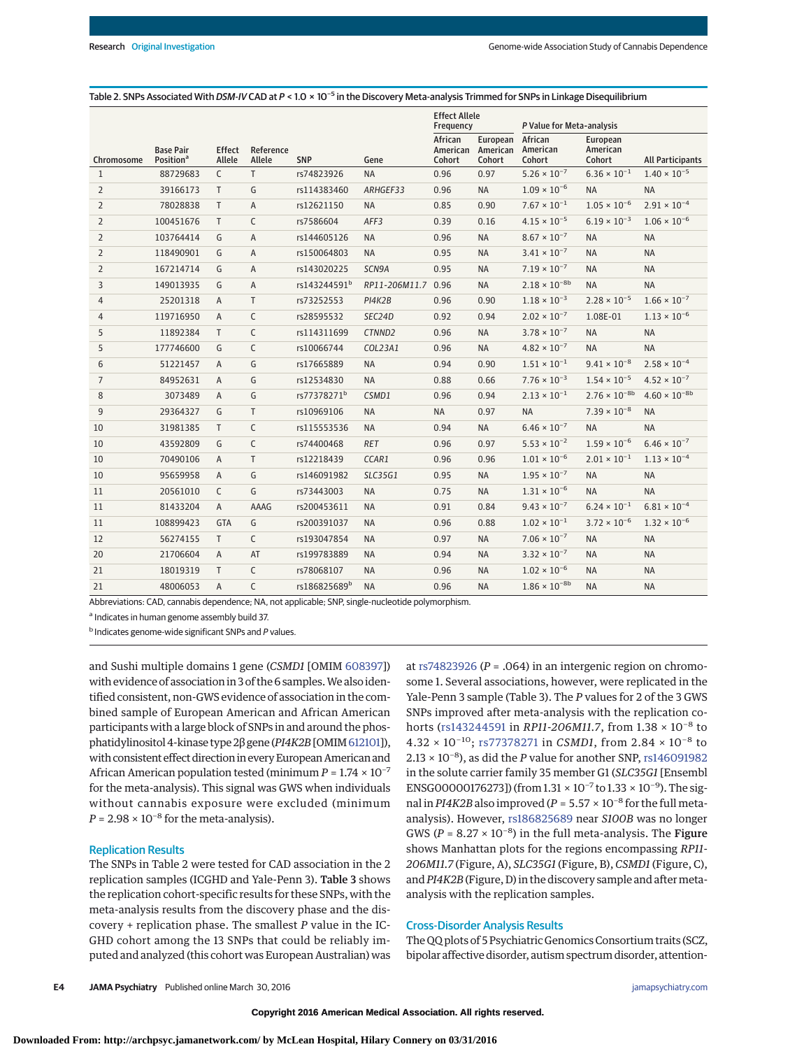Table 2. SNPs Associated With *DSM-IV* CAD at $P < 1.0 \times 10^{-5}$ in the Discovery Meta-analysis Trimmed for SNPs in Linkage Disequilibrium

| Chromosome | Base Pair Position[a] | Effect Allele | Reference Allele | SNP | Gene | Effect Allele Frequency | | P Value for Meta-analysis | | |
|---|---|---|---|---|---|---|---|---|---|---|
| | | | | | | African American Cohort | European American Cohort | African American Cohort | European American Cohort | All Participants |
| 1 | 88729683 | C | T | rs74823926 | NA | 0.96 | 0.97 | $5.26 \times 10^{-7}$ | $6.36 \times 10^{-1}$ | $1.40 \times 10^{-5}$ |
| 2 | 39166173 | T | G | rs114383460 | *ARHGEF33* | 0.96 | NA | $1.09 \times 10^{-6}$ | NA | NA |
| 2 | 78028838 | T | A | rs12621150 | NA | 0.85 | 0.90 | $7.67 \times 10^{-1}$ | $1.05 \times 10^{-6}$ | $2.91 \times 10^{-4}$ |
| 2 | 100451676 | T | C | rs7586604 | *AFF3* | 0.39 | 0.16 | $4.15 \times 10^{-5}$ | $6.19 \times 10^{-3}$ | $1.06 \times 10^{-6}$ |
| 2 | 103764414 | G | A | rs144605126 | NA | 0.96 | NA | $8.67 \times 10^{-7}$ | NA | NA |
| 2 | 118490901 | G | A | rs150064803 | NA | 0.95 | NA | $3.41 \times 10^{-7}$ | NA | NA |
| 2 | 167214714 | G | A | rs143020225 | *SCN9A* | 0.95 | NA | $7.19 \times 10^{-7}$ | NA | NA |
| 3 | 149013935 | G | A | rs143244591[b] | *RP11-206M11.7* | 0.96 | NA | $2.18 \times 10^{-8}$[b] | NA | NA |
| 4 | 25201318 | A | T | rs73252553 | *PI4K2B* | 0.96 | 0.90 | $1.18 \times 10^{-3}$ | $2.28 \times 10^{-5}$ | $1.66 \times 10^{-7}$ |
| 4 | 119716950 | A | C | rs28595532 | *SEC24D* | 0.92 | 0.94 | $2.02 \times 10^{-7}$ | 1.08E-01 | $1.13 \times 10^{-6}$ |
| 5 | 11892384 | T | C | rs114311699 | *CTNND2* | 0.96 | NA | $3.78 \times 10^{-7}$ | NA | NA |
| 5 | 177746600 | G | C | rs10066744 | *COL23A1* | 0.96 | NA | $4.82 \times 10^{-7}$ | NA | NA |
| 6 | 51221457 | A | G | rs17665889 | NA | 0.94 | 0.90 | $1.51 \times 10^{-1}$ | $9.41 \times 10^{-8}$ | $2.58 \times 10^{-4}$ |
| 7 | 84952631 | A | G | rs12534830 | NA | 0.88 | 0.66 | $7.76 \times 10^{-3}$ | $1.54 \times 10^{-5}$ | $4.52 \times 10^{-7}$ |
| 8 | 3073489 | A | G | rs77378271[b] | *CSMD1* | 0.96 | 0.94 | $2.13 \times 10^{-1}$ | $2.76 \times 10^{-8}$[b] | $4.60 \times 10^{-8}$[b] |
| 9 | 29364327 | G | T | rs10969106 | NA | NA | 0.97 | NA | $7.39 \times 10^{-8}$ | NA |
| 10 | 31981385 | T | C | rs115553536 | NA | 0.94 | NA | $6.46 \times 10^{-7}$ | NA | NA |
| 10 | 43592809 | G | C | rs74400468 | *RET* | 0.96 | 0.97 | $5.53 \times 10^{-2}$ | $1.59 \times 10^{-6}$ | $6.46 \times 10^{-7}$ |
| 10 | 70490106 | A | T | rs12218439 | *CCAR1* | 0.96 | 0.96 | $1.01 \times 10^{-6}$ | $2.01 \times 10^{-1}$ | $1.13 \times 10^{-4}$ |
| 10 | 95659958 | A | G | rs146091982 | *SLC35G1* | 0.95 | NA | $1.95 \times 10^{-7}$ | NA | NA |
| 11 | 20561010 | C | G | rs73443003 | NA | 0.75 | NA | $1.31 \times 10^{-6}$ | NA | NA |
| 11 | 81433204 | A | AAAG | rs200453611 | NA | 0.91 | 0.84 | $9.43 \times 10^{-7}$ | $6.24 \times 10^{-1}$ | $6.81 \times 10^{-4}$ |
| 11 | 108899423 | GTA | G | rs200391037 | NA | 0.96 | 0.88 | $1.02 \times 10^{-1}$ | $3.72 \times 10^{-6}$ | $1.32 \times 10^{-6}$ |
| 12 | 56274155 | T | C | rs193047854 | NA | 0.97 | NA | $7.06 \times 10^{-7}$ | NA | NA |
| 20 | 21706604 | A | AT | rs199783889 | NA | 0.94 | NA | $3.32 \times 10^{-7}$ | NA | NA |
| 21 | 18019319 | T | C | rs78068107 | NA | 0.96 | NA | $1.02 \times 10^{-6}$ | NA | NA |
| 21 | 48006053 | A | C | rs186825689[b] | NA | 0.96 | NA | $1.86 \times 10^{-8}$[b] | NA | NA |

Abbreviations: CAD, cannabis dependence; NA, not applicable; SNP, single-nucleotide polymorphism.

[a] Indicates in human genome assembly build 37.

[b] Indicates genome-wide significant SNPs and *P* values.

and Sushi multiple domains 1 gene (*CSMD1* [OMIM 608397]) with evidence of association in 3 of the 6 samples. We also identified consistent, non-GWS evidence of association in the combined sample of European American and African American participants with a large block of SNPs in and around the phosphatidylinositol 4-kinase type 2β gene (*PI4K2B* [OMIM 612101]), with consistent effect direction in every European American and African American population tested (minimum $P = 1.74 \times 10^{-7}$ for the meta-analysis). This signal was GWS when individuals without cannabis exposure were excluded (minimum $P = 2.98 \times 10^{-8}$ for the meta-analysis).

## Replication Results

The SNPs in Table 2 were tested for CAD association in the 2 replication samples (ICGHD and Yale-Penn 3). **Table 3** shows the replication cohort-specific results for these SNPs, with the meta-analysis results from the discovery phase and the discovery + replication phase. The smallest *P* value in the ICGHD cohort among the 13 SNPs that could be reliably imputed and analyzed (this cohort was European Australian) was at rs74823926 ($P = .064$) in an intergenic region on chromosome 1. Several associations, however, were replicated in the Yale-Penn 3 sample (Table 3). The *P* values for 2 of the 3 GWS SNPs improved after meta-analysis with the replication cohorts (rs143244591 in *RP11-206M11.7*, from $1.38 \times 10^{-8}$ to $4.32 \times 10^{-10}$; rs77378271 in *CSMD1*, from $2.84 \times 10^{-8}$ to $2.13 \times 10^{-8}$), as did the *P* value for another SNP, rs146091982 in the solute carrier family 35 member G1 (*SLC35G1* [Ensembl ENSG00000176273]) (from $1.31 \times 10^{-7}$ to $1.33 \times 10^{-9}$). The signal in *PI4K2B* also improved ($P = 5.57 \times 10^{-8}$ for the full meta-analysis). However, rs186825689 near *S100B* was no longer GWS ($P = 8.27 \times 10^{-8}$) in the full meta-analysis. The **Figure** shows Manhattan plots for the regions encompassing *RP11-206M11.7* (Figure, A), *SLC35G1* (Figure, B), *CSMD1* (Figure, C), and *PI4K2B* (Figure, D) in the discovery sample and after meta-analysis with the replication samples.

## Cross-Disorder Analysis Results

The QQ plots of 5 Psychiatric Genomics Consortium traits (SCZ, bipolar affective disorder, autism spectrum disorder, attention-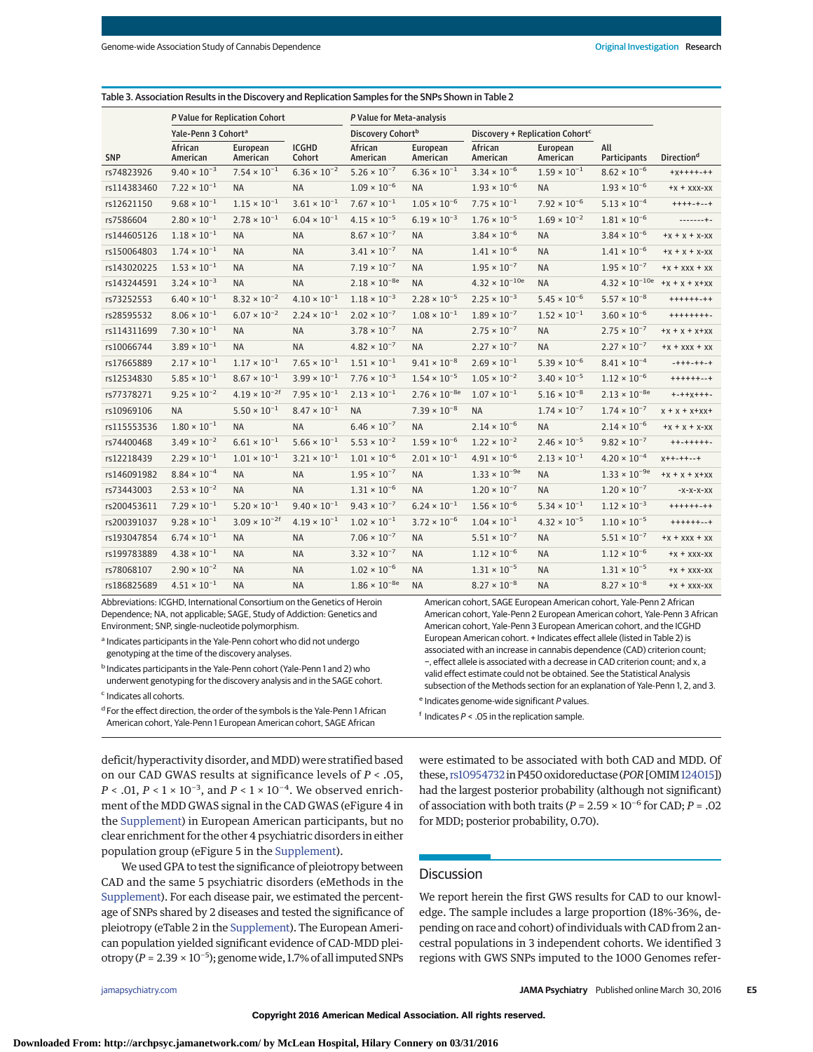Table 3. Association Results in the Discovery and Replication Samples for the SNPs Shown in Table 2

| SNP | P Value for Replication Cohort | | | P Value for Meta-analysis | | | | | Direction[d] |
|---|---|---|---|---|---|---|---|---|---|
| | Yale-Penn 3 Cohort[a] | | | Discovery Cohort[b] | | Discovery + Replication Cohort[c] | | | |
| | African American | European American | ICGHD Cohort | African American | European American | African American | European American | All Participants | |
| rs74823926 | $9.40 \times 10^{-3}$ | $7.54 \times 10^{-1}$ | $6.36 \times 10^{-2}$ | $5.26 \times 10^{-7}$ | $6.36 \times 10^{-1}$ | $3.34 \times 10^{-6}$ | $1.59 \times 10^{-1}$ | $8.62 \times 10^{-6}$ | +x++++-++ |
| rs114383460 | $7.22 \times 10^{-1}$ | NA | NA | $1.09 \times 10^{-6}$ | NA | $1.93 \times 10^{-6}$ | NA | $1.93 \times 10^{-6}$ | +x + xxx-xx |
| rs12621150 | $9.68 \times 10^{-1}$ | $1.15 \times 10^{-1}$ | $3.61 \times 10^{-1}$ | $7.67 \times 10^{-1}$ | $1.05 \times 10^{-6}$ | $7.75 \times 10^{-1}$ | $7.92 \times 10^{-6}$ | $5.13 \times 10^{-4}$ | ++++-+--+ |
| rs7586604 | $2.80 \times 10^{-1}$ | $2.78 \times 10^{-1}$ | $6.04 \times 10^{-1}$ | $4.15 \times 10^{-5}$ | $6.19 \times 10^{-3}$ | $1.76 \times 10^{-5}$ | $1.69 \times 10^{-2}$ | $1.81 \times 10^{-6}$ | -------+- |
| rs144605126 | $1.18 \times 10^{-1}$ | NA | NA | $8.67 \times 10^{-7}$ | NA | $3.84 \times 10^{-6}$ | NA | $3.84 \times 10^{-6}$ | +x + x + x-xx |
| rs150064803 | $1.74 \times 10^{-1}$ | NA | NA | $3.41 \times 10^{-7}$ | NA | $1.41 \times 10^{-6}$ | NA | $1.41 \times 10^{-6}$ | +x + x + x-xx |
| rs143020225 | $1.53 \times 10^{-1}$ | NA | NA | $7.19 \times 10^{-7}$ | NA | $1.95 \times 10^{-7}$ | NA | $1.95 \times 10^{-7}$ | +x + xxx + xx |
| rs143244591 | $3.24 \times 10^{-3}$ | NA | NA | $2.18 \times 10^{-8}$[e] | NA | $4.32 \times 10^{-10}$[e] | NA | $4.32 \times 10^{-10}$[e] | +x + x + x+xx |
| rs73252553 | $6.40 \times 10^{-1}$ | $8.32 \times 10^{-2}$ | $4.10 \times 10^{-1}$ | $1.18 \times 10^{-3}$ | $2.28 \times 10^{-5}$ | $2.25 \times 10^{-3}$ | $5.45 \times 10^{-6}$ | $5.57 \times 10^{-8}$ | ++++++-++ |
| rs28595532 | $8.06 \times 10^{-1}$ | $6.07 \times 10^{-2}$ | $2.24 \times 10^{-1}$ | $2.02 \times 10^{-7}$ | $1.08 \times 10^{-1}$ | $1.89 \times 10^{-7}$ | $1.52 \times 10^{-1}$ | $3.60 \times 10^{-6}$ | ++++++++- |
| rs114311699 | $7.30 \times 10^{-1}$ | NA | NA | $3.78 \times 10^{-7}$ | NA | $2.75 \times 10^{-7}$ | NA | $2.75 \times 10^{-7}$ | +x + x + x+xx |
| rs10066744 | $3.89 \times 10^{-1}$ | NA | NA | $4.82 \times 10^{-7}$ | NA | $2.27 \times 10^{-7}$ | NA | $2.27 \times 10^{-7}$ | +x + xxx + xx |
| rs17665889 | $2.17 \times 10^{-1}$ | $1.17 \times 10^{-1}$ | $7.65 \times 10^{-1}$ | $1.51 \times 10^{-1}$ | $9.41 \times 10^{-8}$ | $2.69 \times 10^{-1}$ | $5.39 \times 10^{-6}$ | $8.41 \times 10^{-4}$ | -+++-++-+ |
| rs12534830 | $5.85 \times 10^{-1}$ | $8.67 \times 10^{-1}$ | $3.99 \times 10^{-1}$ | $7.76 \times 10^{-3}$ | $1.54 \times 10^{-5}$ | $1.05 \times 10^{-2}$ | $3.40 \times 10^{-5}$ | $1.12 \times 10^{-6}$ | ++++++--+ |
| rs77378271 | $9.25 \times 10^{-2}$ | $4.19 \times 10^{-2}$[f] | $7.95 \times 10^{-1}$ | $2.13 \times 10^{-1}$ | $2.76 \times 10^{-8}$[e] | $1.07 \times 10^{-1}$ | $5.16 \times 10^{-8}$ | $2.13 \times 10^{-8}$[e] | +-++x+++- |
| rs10969106 | NA | $5.50 \times 10^{-1}$ | $8.47 \times 10^{-1}$ | NA | $7.39 \times 10^{-8}$ | NA | $1.74 \times 10^{-7}$ | $1.74 \times 10^{-7}$ | x + x + x+xx+ |
| rs115553536 | $1.80 \times 10^{-1}$ | NA | NA | $6.46 \times 10^{-7}$ | NA | $2.14 \times 10^{-6}$ | NA | $2.14 \times 10^{-6}$ | +x + x + x-xx |
| rs74400468 | $3.49 \times 10^{-2}$ | $6.61 \times 10^{-1}$ | $5.66 \times 10^{-1}$ | $5.53 \times 10^{-2}$ | $1.59 \times 10^{-6}$ | $1.22 \times 10^{-2}$ | $2.46 \times 10^{-5}$ | $9.82 \times 10^{-7}$ | ++-+++++- |
| rs12218439 | $2.29 \times 10^{-1}$ | $1.01 \times 10^{-1}$ | $3.21 \times 10^{-1}$ | $1.01 \times 10^{-6}$ | $2.01 \times 10^{-1}$ | $4.91 \times 10^{-6}$ | $2.13 \times 10^{-1}$ | $4.20 \times 10^{-4}$ | x++-++--+ |
| rs146091982 | $8.84 \times 10^{-4}$ | NA | NA | $1.95 \times 10^{-7}$ | NA | $1.33 \times 10^{-9}$[e] | NA | $1.33 \times 10^{-9}$[e] | +x + x + x+xx |
| rs73443003 | $2.53 \times 10^{-2}$ | NA | NA | $1.31 \times 10^{-6}$ | NA | $1.20 \times 10^{-7}$ | NA | $1.20 \times 10^{-7}$ | -x-x-x-xx |
| rs200453611 | $7.29 \times 10^{-1}$ | $5.20 \times 10^{-1}$ | $9.40 \times 10^{-1}$ | $9.43 \times 10^{-7}$ | $6.24 \times 10^{-1}$ | $1.56 \times 10^{-6}$ | $5.34 \times 10^{-1}$ | $1.12 \times 10^{-3}$ | ++++++-++ |
| rs200391037 | $9.28 \times 10^{-1}$ | $3.09 \times 10^{-2}$[f] | $4.19 \times 10^{-1}$ | $1.02 \times 10^{-1}$ | $3.72 \times 10^{-6}$ | $1.04 \times 10^{-1}$ | $4.32 \times 10^{-5}$ | $1.10 \times 10^{-5}$ | ++++++--+ |
| rs193047854 | $6.74 \times 10^{-1}$ | NA | NA | $7.06 \times 10^{-7}$ | NA | $5.51 \times 10^{-7}$ | NA | $5.51 \times 10^{-7}$ | +x + xxx + xx |
| rs199783889 | $4.38 \times 10^{-1}$ | NA | NA | $3.32 \times 10^{-7}$ | NA | $1.12 \times 10^{-6}$ | NA | $1.12 \times 10^{-6}$ | +x + xxx-xx |
| rs78068107 | $2.90 \times 10^{-2}$ | NA | NA | $1.02 \times 10^{-6}$ | NA | $1.31 \times 10^{-5}$ | NA | $1.31 \times 10^{-5}$ | +x + xxx-xx |
| rs186825689 | $4.51 \times 10^{-1}$ | NA | NA | $1.86 \times 10^{-8}$[e] | NA | $8.27 \times 10^{-8}$ | NA | $8.27 \times 10^{-8}$ | +x + xxx-xx |

Abbreviations: ICGHD, International Consortium on the Genetics of Heroin Dependence; NA, not applicable; SAGE, Study of Addiction: Genetics and Environment; SNP, single-nucleotide polymorphism.

[a] Indicates participants in the Yale-Penn cohort who did not undergo genotyping at the time of the discovery analyses.

[b] Indicates participants in the Yale-Penn cohort (Yale-Penn 1 and 2) who underwent genotyping for the discovery analysis and in the SAGE cohort.

[c] Indicates all cohorts.

[d] For the effect direction, the order of the symbols is the Yale-Penn 1 African American cohort, Yale-Penn 1 European American cohort, SAGE African American cohort, SAGE European American cohort, Yale-Penn 2 African American cohort, Yale-Penn 2 European American cohort, Yale-Penn 3 African American cohort, Yale-Penn 3 European American cohort, and the ICGHD European American cohort. + Indicates effect allele (listed in Table 2) is associated with an increase in cannabis dependence (CAD) criterion count; −, effect allele is associated with a decrease in CAD criterion count; and x, a valid effect estimate could not be obtained. See the Statistical Analysis subsection of the Methods section for an explanation of Yale-Penn 1, 2, and 3.

[e] Indicates genome-wide significant P values.

[f] Indicates $P < .05$ in the replication sample.

deficit/hyperactivity disorder, and MDD) were stratified based on our CAD GWAS results at significance levels of $P < .05$, $P < .01$, $P < 1 \times 10^{-3}$, and $P < 1 \times 10^{-4}$. We observed enrichment of the MDD GWAS signal in the CAD GWAS (eFigure 4 in the Supplement) in European American participants, but no clear enrichment for the other 4 psychiatric disorders in either population group (eFigure 5 in the Supplement).

We used GPA to test the significance of pleiotropy between CAD and the same 5 psychiatric disorders (eMethods in the Supplement). For each disease pair, we estimated the percentage of SNPs shared by 2 diseases and tested the significance of pleiotropy (eTable 2 in the Supplement). The European American population yielded significant evidence of CAD-MDD pleiotropy ($P = 2.39 \times 10^{-5}$); genome wide, 1.7% of all imputed SNPs were estimated to be associated with both CAD and MDD. Of these, rs10954732 in P450 oxidoreductase (*POR* [OMIM 124015]) had the largest posterior probability (although not significant) of association with both traits ($P = 2.59 \times 10^{-6}$ for CAD; $P = .02$ for MDD; posterior probability, 0.70).

## Discussion

We report herein the first GWS results for CAD to our knowledge. The sample includes a large proportion (18%-36%, depending on race and cohort) of individuals with CAD from 2 ancestral populations in 3 independent cohorts. We identified 3 regions with GWS SNPs imputed to the 1000 Genomes refer-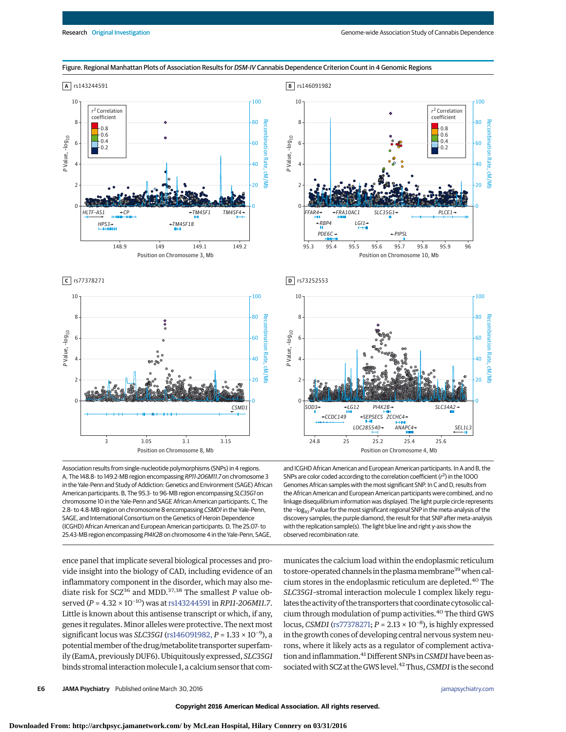Figure. Regional Manhattan Plots of Association Results for *DSM-IV* Cannabis Dependence Criterion Count in 4 Genomic Regions

Association results from single-nucleotide polymorphisms (SNPs) in 4 regions. A, The 148.8- to 149.2-MB region encompassing *RP11-206M11.7* on chromosome 3 in the Yale-Penn and Study of Addiction: Genetics and Environment (SAGE) African American participants. B, The 95.3- to 96-MB region encompassing *SLC35G1* on chromosome 10 in the Yale-Penn and SAGE African American participants. C, The 2.8- to 4.8-MB region on chromosome 8 encompassing *CSMD1* in the Yale-Penn, SAGE, and International Consortium on the Genetics of Heroin Dependence (ICGHD) African American and European American participants. D, The 25.07- to 25.43-MB region encompassing *PI4K2B* on chromosome 4 in the Yale-Penn, SAGE, and ICGHD African American and European American participants. In A and B, the SNPs are color coded according to the correlation coefficient ($r^2$) in the 1000 Genomes African samples with the most significant SNP. In C and D, results from the African American and European American participants were combined, and no linkage disequilibrium information was displayed. The light purple circle represents the $-\log_{10}$ *P* value for the most significant regional SNP in the meta-analysis of the discovery samples; the purple diamond, the result for that SNP after meta-analysis with the replication sample(s). The light blue line and right y-axis show the observed recombination rate.

ence panel that implicate several biological processes and provide insight into the biology of CAD, including evidence of an inflammatory component in the disorder, which may also mediate risk for SCZ[36] and MDD.[37,38] The smallest *P* value observed ($P = 4.32 \times 10^{-10}$) was at rs143244591 in *RP11-206M11.7*. Little is known about this antisense transcript or which, if any, genes it regulates. Minor alleles were protective. The next most significant locus was *SLC35G1* (rs146091982, $P = 1.33 \times 10^{-9}$), a potential member of the drug/metabolite transporter superfamily (EamA, previously DUF6). Ubiquitously expressed, *SLC35G1* binds stromal interaction molecule 1, a calcium sensor that communicates the calcium load within the endoplasmic reticulum to store-operated channels in the plasma membrane[39] when calcium stores in the endoplasmic reticulum are depleted.[40] The *SLC35G1*-stromal interaction molecule 1 complex likely regulates the activity of the transporters that coordinate cytosolic calcium through modulation of pump activities.[40] The third GWS locus, *CSMD1* (rs77378271; $P = 2.13 \times 10^{-8}$), is highly expressed in the growth cones of developing central nervous system neurons, where it likely acts as a regulator of complement activation and inflammation.[41] Different SNPs in *CSMD1* have been associated with SCZ at the GWS level.[42] Thus, *CSMD1* is the second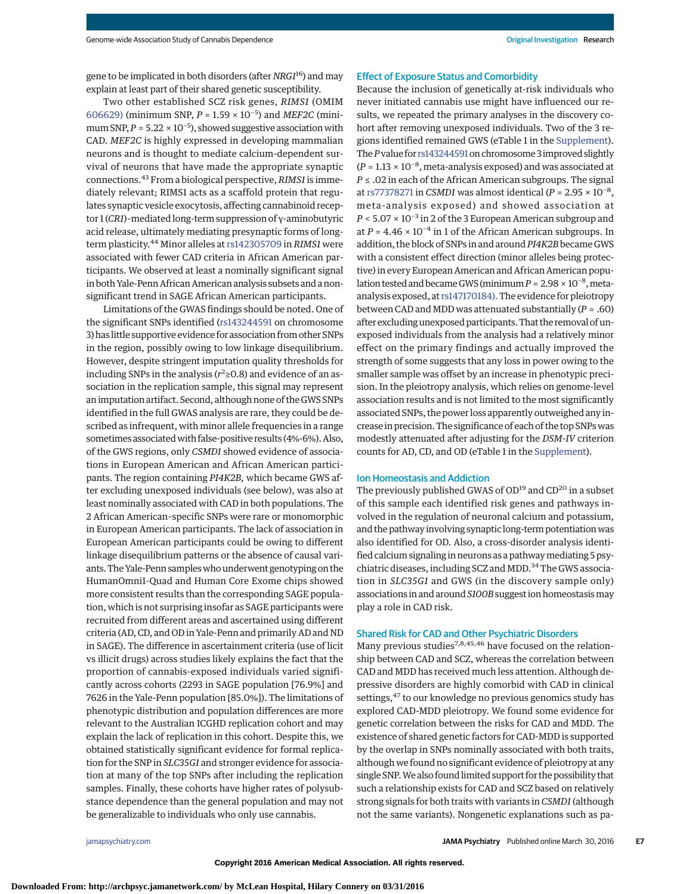gene to be implicated in both disorders (after *NRG1*[16]) and may explain at least part of their shared genetic susceptibility.

Two other established SCZ risk genes, *RIMS1* (OMIM 606629) (minimum SNP, $P = 1.59 \times 10^{-5}$) and *MEF2C* (minimum SNP, $P = 5.22 \times 10^{-5}$), showed suggestive association with CAD. *MEF2C* is highly expressed in developing mammalian neurons and is thought to mediate calcium-dependent survival of neurons that have made the appropriate synaptic connections.[43] From a biological perspective, *RIMS1* is immediately relevant; RIMS1 acts as a scaffold protein that regulates synaptic vesicle exocytosis, affecting cannabinoid receptor 1 (*CR1*)-mediated long-term suppression of γ-aminobutyric acid release, ultimately mediating presynaptic forms of long-term plasticity.[44] Minor alleles at rs142305709 in *RIMS1* were associated with fewer CAD criteria in African American participants. We observed at least a nominally significant signal in both Yale-Penn African American analysis subsets and a nonsignificant trend in SAGE African American participants.

Limitations of the GWAS findings should be noted. One of the significant SNPs identified (rs143244591 on chromosome 3) has little supportive evidence for association from other SNPs in the region, possibly owing to low linkage disequilibrium. However, despite stringent imputation quality thresholds for including SNPs in the analysis ($r^2 \geq 0.8$) and evidence of an association in the replication sample, this signal may represent an imputation artifact. Second, although none of the GWS SNPs identified in the full GWAS analysis are rare, they could be described as infrequent, with minor allele frequencies in a range sometimes associated with false-positive results (4%-6%). Also, of the GWS regions, only *CSMD1* showed evidence of associations in European American and African American participants. The region containing *PI4K2B*, which became GWS after excluding unexposed individuals (see below), was also at least nominally associated with CAD in both populations. The 2 African American–specific SNPs were rare or monomorphic in European American participants. The lack of association in European American participants could be owing to different linkage disequilibrium patterns or the absence of causal variants. The Yale-Penn samples who underwent genotyping on the HumanOmni1-Quad and Human Core Exome chips showed more consistent results than the corresponding SAGE population, which is not surprising insofar as SAGE participants were recruited from different areas and ascertained using different criteria (AD, CD, and OD in Yale-Penn and primarily AD and ND in SAGE). The difference in ascertainment criteria (use of licit vs illicit drugs) across studies likely explains the fact that the proportion of cannabis-exposed individuals varied significantly across cohorts (2293 in SAGE population [76.9%] and 7626 in the Yale-Penn population [85.0%]). The limitations of phenotypic distribution and population differences are more relevant to the Australian ICGHD replication cohort and may explain the lack of replication in this cohort. Despite this, we obtained statistically significant evidence for formal replication for the SNP in *SLC35G1* and stronger evidence for association at many of the top SNPs after including the replication samples. Finally, these cohorts have higher rates of polysubstance dependence than the general population and may not be generalizable to individuals who only use cannabis.

## Effect of Exposure Status and Comorbidity

Because the inclusion of genetically at-risk individuals who never initiated cannabis use might have influenced our results, we repeated the primary analyses in the discovery cohort after removing unexposed individuals. Two of the 3 regions identified remained GWS (eTable 1 in the Supplement). The *P* value for rs143244591 on chromosome 3 improved slightly ($P = 1.13 \times 10^{-8}$, meta-analysis exposed) and was associated at $P \leq .02$ in each of the African American subgroups. The signal at rs77378271 in *CSMD1* was almost identical ($P = 2.95 \times 10^{-8}$, meta-analysis exposed) and showed association at $P < 5.07 \times 10^{-3}$ in 2 of the 3 European American subgroup and at $P = 4.46 \times 10^{-4}$ in 1 of the African American subgroups. In addition, the block of SNPs in and around *PI4K2B* became GWS with a consistent effect direction (minor alleles being protective) in every European American and African American population tested and became GWS (minimum $P = 2.98 \times 10^{-8}$, meta-analysis exposed, at rs147170184). The evidence for pleiotropy between CAD and MDD was attenuated substantially ($P = .60$) after excluding unexposed participants. That the removal of unexposed individuals from the analysis had a relatively minor effect on the primary findings and actually improved the strength of some suggests that any loss in power owing to the smaller sample was offset by an increase in phenotypic precision. In the pleiotropy analysis, which relies on genome-level association results and is not limited to the most significantly associated SNPs, the power loss apparently outweighed any increase in precision. The significance of each of the top SNPs was modestly attenuated after adjusting for the *DSM-IV* criterion counts for AD, CD, and OD (eTable 1 in the Supplement).

## Ion Homeostasis and Addiction

The previously published GWAS of OD[19] and CD[20] in a subset of this sample each identified risk genes and pathways involved in the regulation of neuronal calcium and potassium, and the pathway involving synaptic long-term potentiation was also identified for OD. Also, a cross-disorder analysis identified calcium signaling in neurons as a pathway mediating 5 psychiatric diseases, including SCZ and MDD.[34] The GWS association in *SLC35G1* and GWS (in the discovery sample only) associations in and around *S100B* suggest ion homeostasis may play a role in CAD risk.

## Shared Risk for CAD and Other Psychiatric Disorders

Many previous studies[7,8,45,46] have focused on the relationship between CAD and SCZ, whereas the correlation between CAD and MDD has received much less attention. Although depressive disorders are highly comorbid with CAD in clinical settings,[47] to our knowledge no previous genomics study has explored CAD-MDD pleiotropy. We found some evidence for genetic correlation between the risks for CAD and MDD. The existence of shared genetic factors for CAD-MDD is supported by the overlap in SNPs nominally associated with both traits, although we found no significant evidence of pleiotropy at any single SNP. We also found limited support for the possibility that such a relationship exists for CAD and SCZ based on relatively strong signals for both traits with variants in *CSMD1* (although not the same variants). Nongenetic explanations such as pa-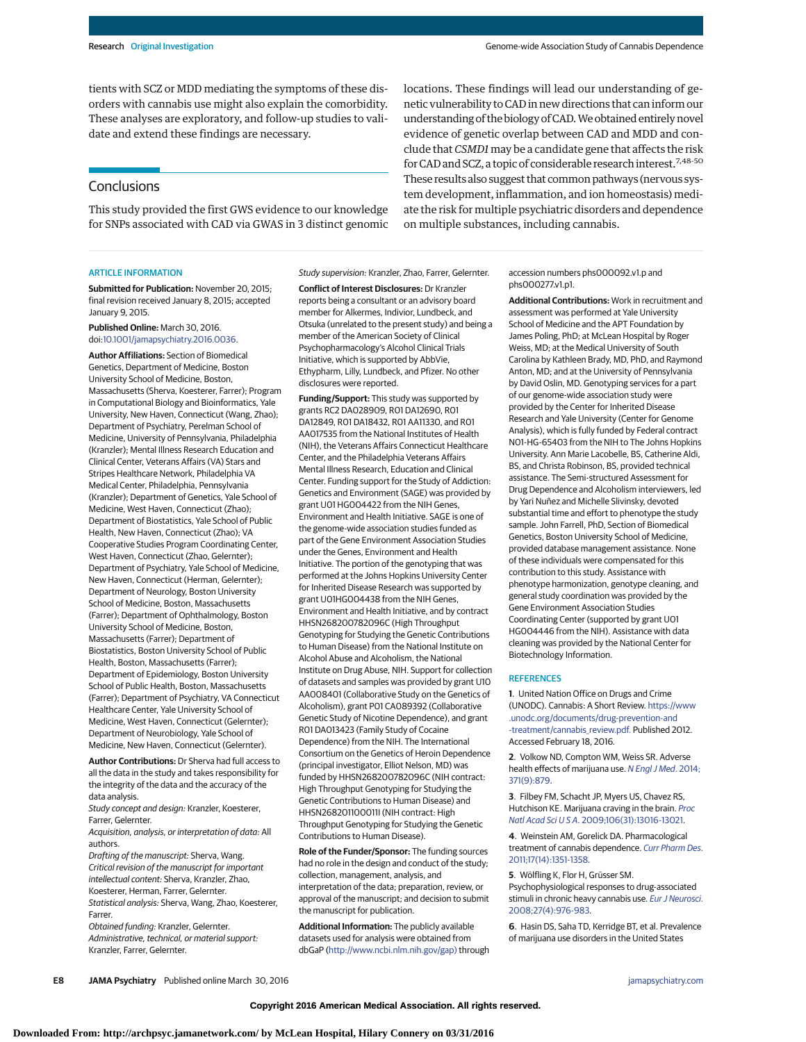tients with SCZ or MDD mediating the symptoms of these disorders with cannabis use might also explain the comorbidity. These analyses are exploratory, and follow-up studies to validate and extend these findings are necessary.

## Conclusions

This study provided the first GWS evidence to our knowledge for SNPs associated with CAD via GWAS in 3 distinct genomic locations. These findings will lead our understanding of genetic vulnerability to CAD in new directions that can inform our understanding of the biology of CAD. We obtained entirely novel evidence of genetic overlap between CAD and MDD and conclude that *CSMD1* may be a candidate gene that affects the risk for CAD and SCZ, a topic of considerable research interest.[7,48-50] These results also suggest that common pathways (nervous system development, inflammation, and ion homeostasis) mediate the risk for multiple psychiatric disorders and dependence on multiple substances, including cannabis.

### ARTICLE INFORMATION

**Submitted for Publication:** November 20, 2015; final revision received January 8, 2015; accepted January 9, 2015.

**Published Online:** March 30, 2016. doi:10.1001/jamapsychiatry.2016.0036.

**Author Affiliations:** Section of Biomedical Genetics, Department of Medicine, Boston University School of Medicine, Boston, Massachusetts (Sherva, Koesterer, Farrer); Program in Computational Biology and Bioinformatics, Yale University, New Haven, Connecticut (Wang, Zhao); Department of Psychiatry, Perelman School of Medicine, University of Pennsylvania, Philadelphia (Kranzler); Mental Illness Research Education and Clinical Center, Veterans Affairs (VA) Stars and Stripes Healthcare Network, Philadelphia VA Medical Center, Philadelphia, Pennsylvania (Kranzler); Department of Genetics, Yale School of Medicine, West Haven, Connecticut (Zhao); Department of Biostatistics, Yale School of Public Health, New Haven, Connecticut (Zhao); VA Cooperative Studies Program Coordinating Center, West Haven, Connecticut (Zhao, Gelernter); Department of Psychiatry, Yale School of Medicine, New Haven, Connecticut (Herman, Gelernter); Department of Neurology, Boston University School of Medicine, Boston, Massachusetts (Farrer); Department of Ophthalmology, Boston University School of Medicine, Boston, Massachusetts (Farrer); Department of Biostatistics, Boston University School of Public Health, Boston, Massachusetts (Farrer); Department of Epidemiology, Boston University School of Public Health, Boston, Massachusetts (Farrer); Department of Psychiatry, VA Connecticut Healthcare Center, Yale University School of Medicine, West Haven, Connecticut (Gelernter); Department of Neurobiology, Yale School of Medicine, New Haven, Connecticut (Gelernter).

**Author Contributions:** Dr Sherva had full access to all the data in the study and takes responsibility for the integrity of the data and the accuracy of the data analysis.
*Study concept and design:* Kranzler, Koesterer, Farrer, Gelernter.
*Acquisition, analysis, or interpretation of data:* All authors.
*Drafting of the manuscript:* Sherva, Wang.
*Critical revision of the manuscript for important intellectual content:* Sherva, Kranzler, Zhao, Koesterer, Herman, Farrer, Gelernter.
*Statistical analysis:* Sherva, Wang, Zhao, Koesterer, Farrer.
*Obtained funding:* Kranzler, Gelernter.
*Administrative, technical, or material support:* Kranzler, Farrer, Gelernter.
*Study supervision:* Kranzler, Zhao, Farrer, Gelernter.

**Conflict of Interest Disclosures:** Dr Kranzler reports being a consultant or an advisory board member for Alkermes, Indivior, Lundbeck, and Otsuka (unrelated to the present study) and being a member of the American Society of Clinical Psychopharmacology's Alcohol Clinical Trials Initiative, which is supported by AbbVie, Ethypharm, Lilly, Lundbeck, and Pfizer. No other disclosures were reported.

**Funding/Support:** This study was supported by grants RC2 DA028909, R01 DA12690, R01 DA12849, R01 DA18432, R01 AA11330, and R01 AA017535 from the National Institutes of Health (NIH), the Veterans Affairs Connecticut Healthcare Center, and the Philadelphia Veterans Affairs Mental Illness Research, Education and Clinical Center. Funding support for the Study of Addiction: Genetics and Environment (SAGE) was provided by grant U01 HG004422 from the NIH Genes, Environment and Health Initiative. SAGE is one of the genome-wide association studies funded as part of the Gene Environment Association Studies under the Genes, Environment and Health Initiative. The portion of the genotyping that was performed at the Johns Hopkins University Center for Inherited Disease Research was supported by grant U01HG004438 from the NIH Genes, Environment and Health Initiative, and by contract HHSN268200782096C (High Throughput Genotyping for Studying the Genetic Contributions to Human Disease) from the National Institute on Alcohol Abuse and Alcoholism, the National Institute on Drug Abuse, NIH. Support for collection of datasets and samples was provided by grant U10 AA008401 (Collaborative Study on the Genetics of Alcoholism), grant P01 CA089392 (Collaborative Genetic Study of Nicotine Dependence), and grant R01 DA013423 (Family Study of Cocaine Dependence) from the NIH. The International Consortium on the Genetics of Heroin Dependence (principal investigator, Elliot Nelson, MD) was funded by HHSN268200782096C (NIH contract: High Throughput Genotyping for Studying the Genetic Contributions to Human Disease) and HHSN268201100011I (NIH contract: High Throughput Genotyping for Studying the Genetic Contributions to Human Disease).

**Role of the Funder/Sponsor:** The funding sources had no role in the design and conduct of the study; collection, management, analysis, and interpretation of the data; preparation, review, or approval of the manuscript; and decision to submit the manuscript for publication.

**Additional Information:** The publicly available datasets used for analysis were obtained from dbGaP (http://www.ncbi.nlm.nih.gov/gap) through accession numbers phs000092.v1.p and phs000277.v1.p1.

**Additional Contributions:** Work in recruitment and assessment was performed at Yale University School of Medicine and the APT Foundation by James Poling, PhD; at McLean Hospital by Roger Weiss, MD; at the Medical University of South Carolina by Kathleen Brady, MD, PhD, and Raymond Anton, MD; and at the University of Pennsylvania by David Oslin, MD. Genotyping services for a part of our genome-wide association study were provided by the Center for Inherited Disease Research and Yale University (Center for Genome Analysis), which is fully funded by Federal contract N01-HG-65403 from the NIH to The Johns Hopkins University. Ann Marie Lacobelle, BS, Catherine Aldi, BS, and Christa Robinson, BS, provided technical assistance. The Semi-structured Assessment for Drug Dependence and Alcoholism interviewers, led by Yari Nuñez and Michelle Slivinsky, devoted substantial time and effort to phenotype the study sample. John Farrell, PhD, Section of Biomedical Genetics, Boston University School of Medicine, provided database management assistance. None of these individuals were compensated for this contribution to this study. Assistance with phenotype harmonization, genotype cleaning, and general study coordination was provided by the Gene Environment Association Studies Coordinating Center (supported by grant U01 HG004446 from the NIH). Assistance with data cleaning was provided by the National Center for Biotechnology Information.

### REFERENCES

1. United Nation Office on Drugs and Crime (UNODC). Cannabis: A Short Review. https://www.unodc.org/documents/drug-prevention-and-treatment/cannabis_review.pdf. Published 2012. Accessed February 18, 2016.

2. Volkow ND, Compton WM, Weiss SR. Adverse health effects of marijuana use. *N Engl J Med*. 2014;371(9):879.

3. Filbey FM, Schacht JP, Myers US, Chavez RS, Hutchison KE. Marijuana craving in the brain. *Proc Natl Acad Sci U S A*. 2009;106(31):13016-13021.

4. Weinstein AM, Gorelick DA. Pharmacological treatment of cannabis dependence. *Curr Pharm Des*. 2011;17(14):1351-1358.

5. Wölfling K, Flor H, Grüsser SM. Psychophysiological responses to drug-associated stimuli in chronic heavy cannabis use. *Eur J Neurosci*. 2008;27(4):976-983.

6. Hasin DS, Saha TD, Kerridge BT, et al. Prevalence of marijuana use disorders in the United States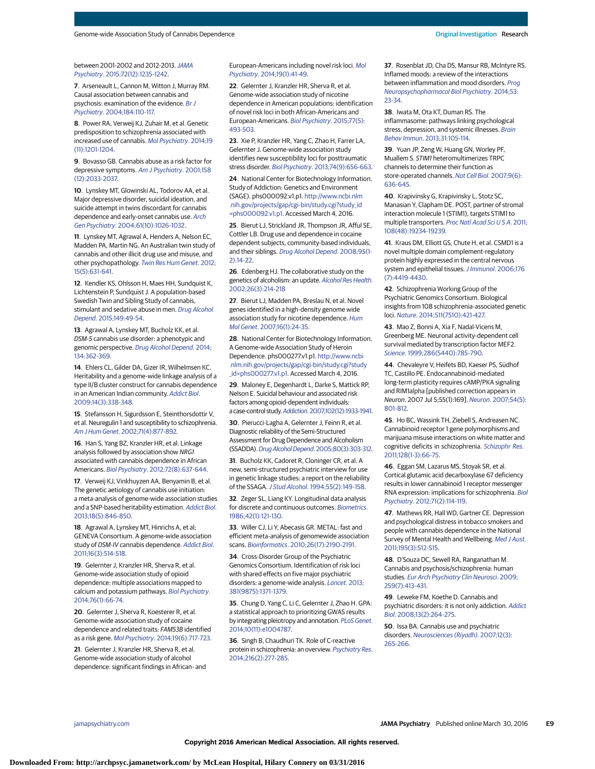between 2001-2002 and 2012-2013. *JAMA Psychiatry*. 2015;72(12):1235-1242.

**7**. Arseneault L, Cannon M, Witton J, Murray RM. Causal association between cannabis and psychosis: examination of the evidence. *Br J Psychiatry*. 2004;184:110-117.

**8**. Power RA, Verweij KJ, Zuhair M, et al. Genetic predisposition to schizophrenia associated with increased use of cannabis. *Mol Psychiatry*. 2014;19(11):1201-1204.

**9**. Bovasso GB. Cannabis abuse as a risk factor for depressive symptoms. *Am J Psychiatry*. 2001;158(12):2033-2037.

**10**. Lynskey MT, Glowinski AL, Todorov AA, et al. Major depressive disorder, suicidal ideation, and suicide attempt in twins discordant for cannabis dependence and early-onset cannabis use. *Arch Gen Psychiatry*. 2004;61(10):1026-1032.

**11**. Lynskey MT, Agrawal A, Henders A, Nelson EC, Madden PA, Martin NG. An Australian twin study of cannabis and other illicit drug use and misuse, and other psychopathology. *Twin Res Hum Genet*. 2012;15(5):631-641.

**12**. Kendler KS, Ohlsson H, Maes HH, Sundquist K, Lichtenstein P, Sundquist J. A population-based Swedish Twin and Sibling Study of cannabis, stimulant and sedative abuse in men. *Drug Alcohol Depend*. 2015;149:49-54.

**13**. Agrawal A, Lynskey MT, Bucholz KK, et al. *DSM-5* cannabis use disorder: a phenotypic and genomic perspective. *Drug Alcohol Depend*. 2014;134:362-369.

**14**. Ehlers CL, Gilder DA, Gizer IR, Wilhelmsen KC. Heritability and a genome-wide linkage analysis of a type II/B cluster construct for cannabis dependence in an American Indian community. *Addict Biol*. 2009;14(3):338-348.

**15**. Stefansson H, Sigurdsson E, Steinthorsdottir V, et al. Neuregulin 1 and susceptibility to schizophrenia. *Am J Hum Genet*. 2002;71(4):877-892.

**16**. Han S, Yang BZ, Kranzler HR, et al. Linkage analysis followed by association show *NRG1* associated with cannabis dependence in African Americans. *Biol Psychiatry*. 2012;72(8):637-644.

**17**. Verweij KJ, Vinkhuyzen AA, Benyamin B, et al. The genetic aetiology of cannabis use initiation: a meta-analysis of genome-wide association studies and a SNP-based heritability estimation. *Addict Biol*. 2013;18(5):846-850.

**18**. Agrawal A, Lynskey MT, Hinrichs A, et al; GENEVA Consortium. A genome-wide association study of *DSM-IV* cannabis dependence. *Addict Biol*. 2011;16(3):514-518.

**19**. Gelernter J, Kranzler HR, Sherva R, et al. Genome-wide association study of opioid dependence: multiple associations mapped to calcium and potassium pathways. *Biol Psychiatry*. 2014;76(1):66-74.

**20**. Gelernter J, Sherva R, Koesterer R, et al. Genome-wide association study of cocaine dependence and related traits: *FAM53B* identified as a risk gene. *Mol Psychiatry*. 2014;19(6):717-723.

**21**. Gelernter J, Kranzler HR, Sherva R, et al. Genome-wide association study of alcohol dependence: significant findings in African- and European-Americans including novel risk loci. *Mol Psychiatry*. 2014;19(1):41-49.

**22**. Gelernter J, Kranzler HR, Sherva R, et al. Genome-wide association study of nicotine dependence in American populations: identification of novel risk loci in both African-Americans and European-Americans. *Biol Psychiatry*. 2015;77(5):493-503.

**23**. Xie P, Kranzler HR, Yang C, Zhao H, Farrer LA, Gelernter J. Genome-wide association study identifies new susceptibility loci for posttraumatic stress disorder. *Biol Psychiatry*. 2013;74(9):656-663.

**24**. National Center for Biotechnology Information. Study of Addiction: Genetics and Environment (SAGE). phs000092.v1.p1. http://www.ncbi.nlm.nih.gov/projects/gap/cgi-bin/study.cgi?study_id=phs000092.v1.p1. Accessed March 4, 2016.

**25**. Bierut LJ, Strickland JR, Thompson JR, Afful SE, Cottler LB. Drug use and dependence in cocaine dependent subjects, community-based individuals, and their siblings. *Drug Alcohol Depend*. 2008;95(1-2):14-22.

**26**. Edenberg HJ. The collaborative study on the genetics of alcoholism: an update. *Alcohol Res Health*. 2002;26(3):214-218

**27**. Bierut LJ, Madden PA, Breslau N, et al. Novel genes identified in a high-density genome wide association study for nicotine dependence. *Hum Mol Genet*. 2007;16(1):24-35.

**28**. National Center for Biotechnology Information. A Genome-wide Association Study of Heroin Dependence. phs000277.v1.p1. http://www.ncbi.nlm.nih.gov/projects/gap/cgi-bin/study.cgi?study_id=phs000277.v1.p1. Accessed March 4, 2016.

**29**. Maloney E, Degenhardt L, Darke S, Mattick RP, Nelson E. Suicidal behaviour and associated risk factors among opioid-dependent individuals: a case-control study. *Addiction*. 2007;102(12):1933-1941.

**30**. Pierucci-Lagha A, Gelernter J, Feinn R, et al. Diagnostic reliability of the Semi-Structured Assessment for Drug Dependence and Alcoholism (SSADDA). *Drug Alcohol Depend*. 2005;80(3):303-312.

**31**. Bucholz KK, Cadoret R, Cloninger CR, et al. A new, semi-structured psychiatric interview for use in genetic linkage studies: a report on the reliability of the SSAGA. *J Stud Alcohol*. 1994;55(2):149-158.

**32**. Zeger SL, Liang KY. Longitudinal data analysis for discrete and continuous outcomes. *Biometrics*. 1986;42(1):121-130.

**33**. Willer CJ, Li Y, Abecasis GR. METAL: fast and efficient meta-analysis of genomewide association scans. *Bioinformatics*. 2010;26(17):2190-2191.

**34**. Cross-Disorder Group of the Psychiatric Genomics Consortium. Identification of risk loci with shared effects on five major psychiatric disorders: a genome-wide analysis. *Lancet*. 2013;381(9875):1371-1379.

**35**. Chung D, Yang C, Li C, Gelernter J, Zhao H. GPA: a statistical approach to prioritizing GWAS results by integrating pleiotropy and annotation. *PLoS Genet*. 2014;10(11):e1004787.

**36**. Singh B, Chaudhuri TK. Role of C-reactive protein in schizophrenia: an overview. *Psychiatry Res*. 2014;216(2):277-285.

**37**. Rosenblat JD, Cha DS, Mansur RB, McIntyre RS. Inflamed moods: a review of the interactions between inflammation and mood disorders. *Prog Neuropsychopharmacol Biol Psychiatry*. 2014;53:23-34.

**38**. Iwata M, Ota KT, Duman RS. The inflammasome: pathways linking psychological stress, depression, and systemic illnesses. *Brain Behav Immun*. 2013;31:105-114.

**39**. Yuan JP, Zeng W, Huang GN, Worley PF, Muallem S. *STIM1* heteromultimerizes TRPC channels to determine their function as store-operated channels. *Nat Cell Biol*. 2007;9(6):636-645.

**40**. Krapivinsky G, Krapivinsky L, Stotz SC, Manasian Y, Clapham DE. POST, partner of stromal interaction molecule 1 (STIM1), targets STIM1 to multiple transporters. *Proc Natl Acad Sci U S A*. 2011;108(48):19234-19239.

**41**. Kraus DM, Elliott GS, Chute H, et al. CSMD1 is a novel multiple domain complement-regulatory protein highly expressed in the central nervous system and epithelial tissues. *J Immunol*. 2006;176(7):4419-4430.

**42**. Schizophrenia Working Group of the Psychiatric Genomics Consortium. Biological insights from 108 schizophrenia-associated genetic loci. *Nature*. 2014;511(7510):421-427.

**43**. Mao Z, Bonni A, Xia F, Nadal-Vicens M, Greenberg ME. Neuronal activity-dependent cell survival mediated by transcription factor MEF2. *Science*. 1999;286(5440):785-790.

**44**. Chevaleyre V, Heifets BD, Kaeser PS, Südhof TC, Castillo PE. Endocannabinoid-mediated long-term plasticity requires cAMP/PKA signaling and RIM1alpha [published correction appears in *Neuron*. 2007 Jul 5;55(1):169]. *Neuron*. 2007;54(5):801-812.

**45**. Ho BC, Wassink TH, Ziebell S, Andreasen NC. Cannabinoid receptor 1 gene polymorphisms and marijuana misuse interactions on white matter and cognitive deficits in schizophrenia. *Schizophr Res*. 2011;128(1-3):66-75.

**46**. Eggan SM, Lazarus MS, Stoyak SR, et al. Cortical glutamic acid decarboxylase 67 deficiency results in lower cannabinoid 1 receptor messenger RNA expression: implications for schizophrenia. *Biol Psychiatry*. 2012;71(2):114-119.

**47**. Mathews RR, Hall WD, Gartner CE. Depression and psychological distress in tobacco smokers and people with cannabis dependence in the National Survey of Mental Health and Wellbeing. *Med J Aust*. 2011;195(3):S12-S15.

**48**. D'Souza DC, Sewell RA, Ranganathan M. Cannabis and psychosis/schizophrenia: human studies. *Eur Arch Psychiatry Clin Neurosci*. 2009;259(7):413-431.

**49**. Leweke FM, Koethe D. Cannabis and psychiatric disorders: it is not only addiction. *Addict Biol*. 2008;13(2):264-275.

**50**. Issa BA. Cannabis use and psychiatric disorders. *Neurosciences (Riyadh)*. 2007;12(3):265-266.